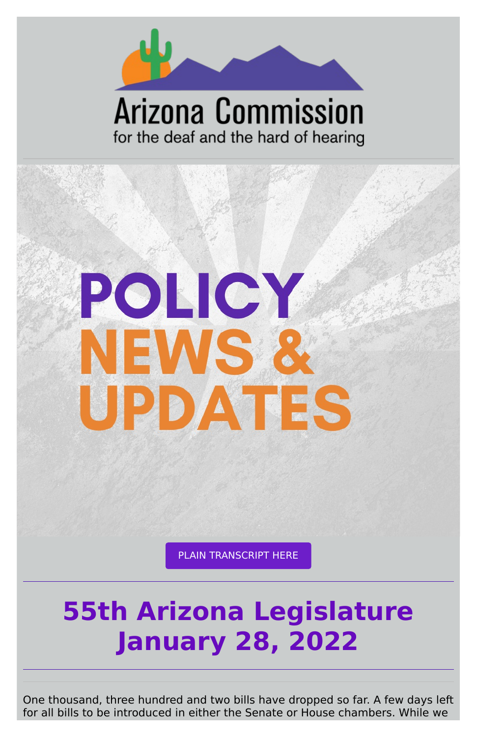Arizona Commission

for the deaf and the hard of hearing

# POLICY NEWS & UPDATES

PLAIN TRANSCRIPT HERE

---

## 55th Arizona Legislature
## January 28, 2022

---

One thousand, three hundred and two bills have dropped so far. A few days left for all bills to be introduced in either the Senate or House chambers. While we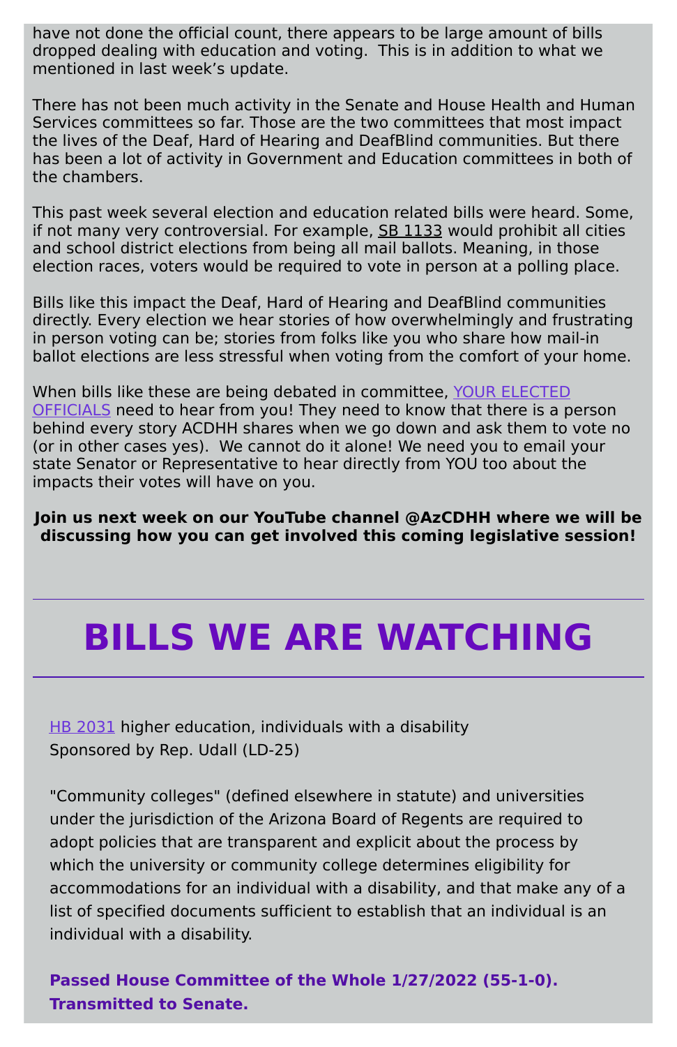have not done the official count, there appears to be large amount of bills dropped dealing with education and voting. This is in addition to what we mentioned in last week's update.

There has not been much activity in the Senate and House Health and Human Services committees so far. Those are the two committees that most impact the lives of the Deaf, Hard of Hearing and DeafBlind communities. But there has been a lot of activity in Government and Education committees in both of the chambers.

This past week several election and education related bills were heard. Some, if not many very controversial. For example, SB 1133 would prohibit all cities and school district elections from being all mail ballots. Meaning, in those election races, voters would be required to vote in person at a polling place.

Bills like this impact the Deaf, Hard of Hearing and DeafBlind communities directly. Every election we hear stories of how overwhelmingly and frustrating in person voting can be; stories from folks like you who share how mail-in ballot elections are less stressful when voting from the comfort of your home.

When bills like these are being debated in committee, YOUR ELECTED OFFICIALS need to hear from you! They need to know that there is a person behind every story ACDHH shares when we go down and ask them to vote no (or in other cases yes). We cannot do it alone! We need you to email your state Senator or Representative to hear directly from YOU too about the impacts their votes will have on you.

**Join us next week on our YouTube channel @AzCDHH where we will be discussing how you can get involved this coming legislative session!**

# BILLS WE ARE WATCHING

HB 2031 higher education, individuals with a disability
Sponsored by Rep. Udall (LD-25)

"Community colleges" (defined elsewhere in statute) and universities under the jurisdiction of the Arizona Board of Regents are required to adopt policies that are transparent and explicit about the process by which the university or community college determines eligibility for accommodations for an individual with a disability, and that make any of a list of specified documents sufficient to establish that an individual is an individual with a disability.

**Passed House Committee of the Whole 1/27/2022 (55-1-0). Transmitted to Senate.**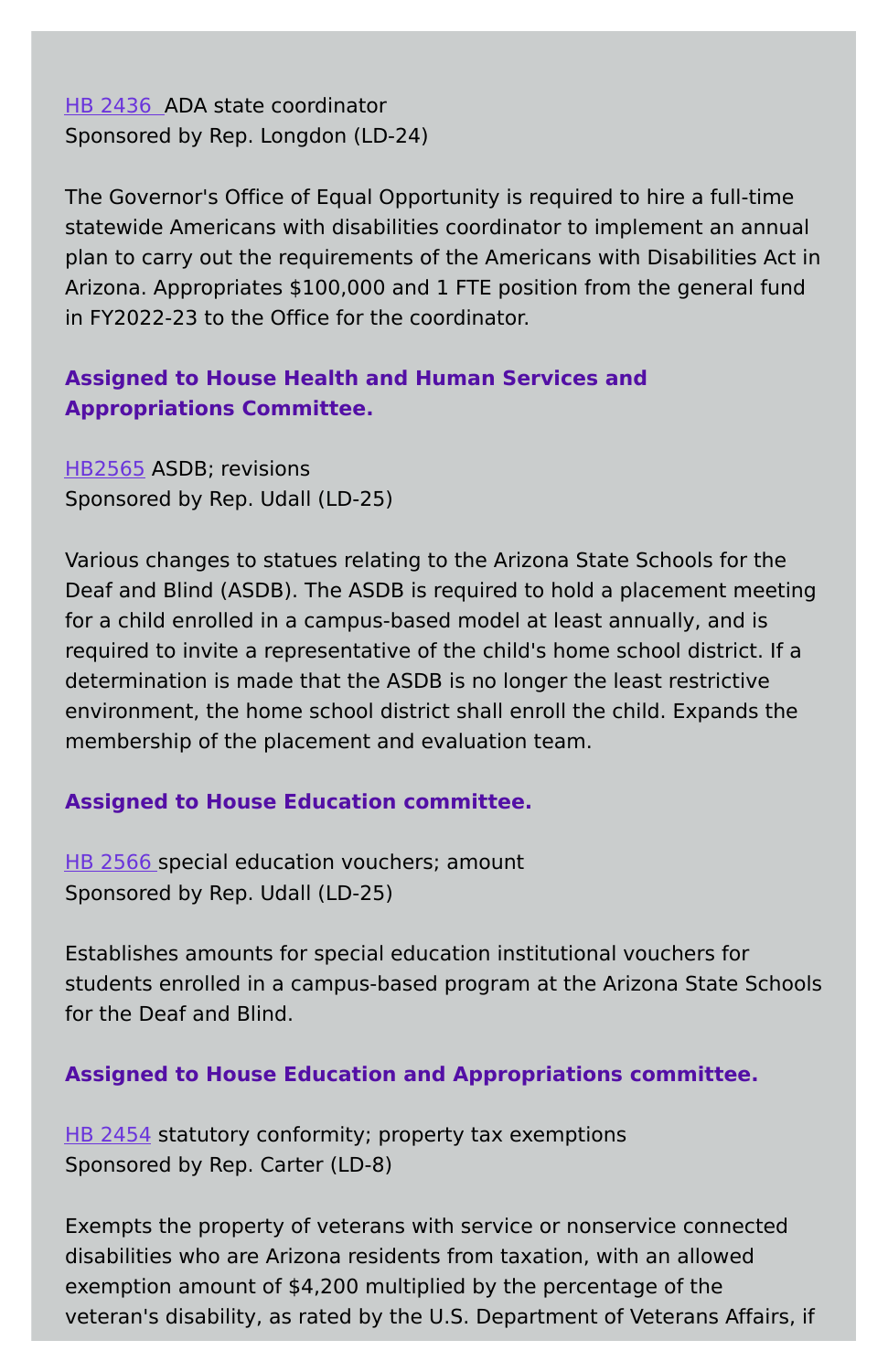HB 2436 ADA state coordinator
Sponsored by Rep. Longdon (LD-24)

The Governor's Office of Equal Opportunity is required to hire a full-time statewide Americans with disabilities coordinator to implement an annual plan to carry out the requirements of the Americans with Disabilities Act in Arizona. Appropriates $100,000 and 1 FTE position from the general fund in FY2022-23 to the Office for the coordinator.

**Assigned to House Health and Human Services and Appropriations Committee.**

HB2565 ASDB; revisions
Sponsored by Rep. Udall (LD-25)

Various changes to statues relating to the Arizona State Schools for the Deaf and Blind (ASDB). The ASDB is required to hold a placement meeting for a child enrolled in a campus-based model at least annually, and is required to invite a representative of the child's home school district. If a determination is made that the ASDB is no longer the least restrictive environment, the home school district shall enroll the child. Expands the membership of the placement and evaluation team.

**Assigned to House Education committee.**

HB 2566 special education vouchers; amount
Sponsored by Rep. Udall (LD-25)

Establishes amounts for special education institutional vouchers for students enrolled in a campus-based program at the Arizona State Schools for the Deaf and Blind.

**Assigned to House Education and Appropriations committee.**

HB 2454 statutory conformity; property tax exemptions
Sponsored by Rep. Carter (LD-8)

Exempts the property of veterans with service or nonservice connected disabilities who are Arizona residents from taxation, with an allowed exemption amount of $4,200 multiplied by the percentage of the veteran's disability, as rated by the U.S. Department of Veterans Affairs, if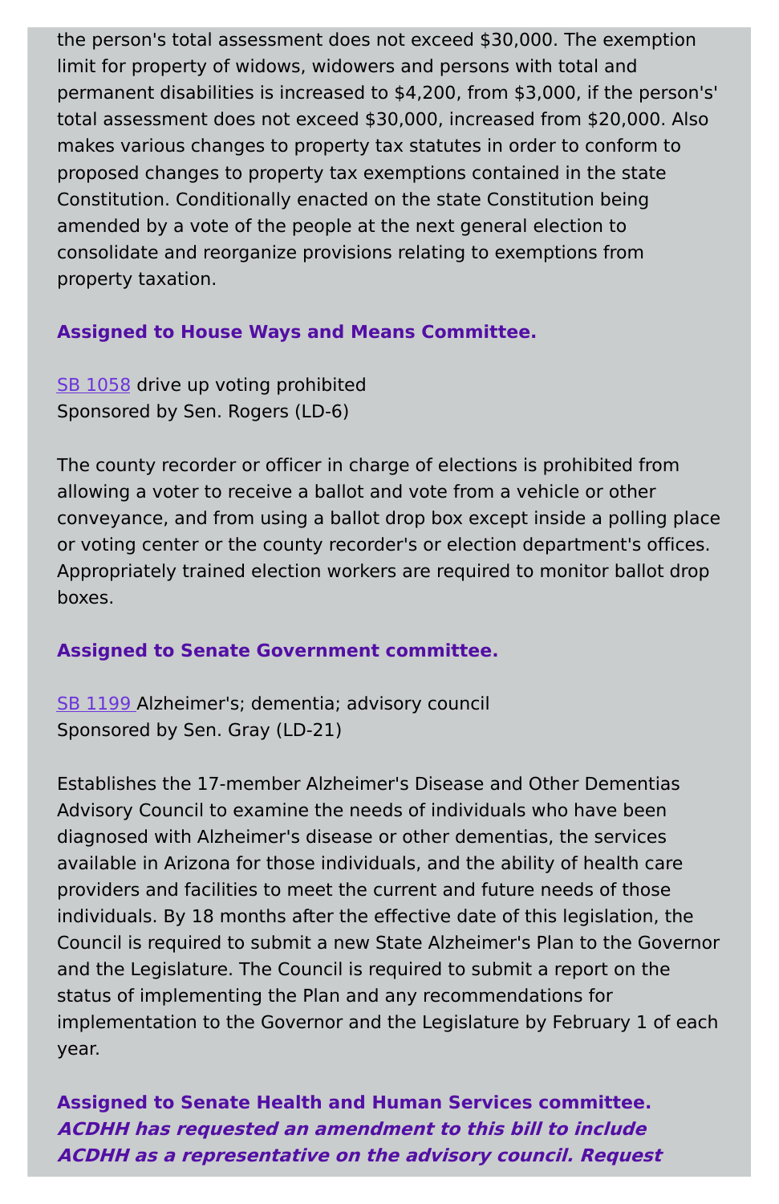the person's total assessment does not exceed $30,000. The exemption limit for property of widows, widowers and persons with total and permanent disabilities is increased to $4,200, from $3,000, if the person's' total assessment does not exceed $30,000, increased from $20,000. Also makes various changes to property tax statutes in order to conform to proposed changes to property tax exemptions contained in the state Constitution. Conditionally enacted on the state Constitution being amended by a vote of the people at the next general election to consolidate and reorganize provisions relating to exemptions from property taxation.

**Assigned to House Ways and Means Committee.**

SB 1058 drive up voting prohibited
Sponsored by Sen. Rogers (LD-6)

The county recorder or officer in charge of elections is prohibited from allowing a voter to receive a ballot and vote from a vehicle or other conveyance, and from using a ballot drop box except inside a polling place or voting center or the county recorder's or election department's offices. Appropriately trained election workers are required to monitor ballot drop boxes.

**Assigned to Senate Government committee.**

SB 1199 Alzheimer's; dementia; advisory council
Sponsored by Sen. Gray (LD-21)

Establishes the 17-member Alzheimer's Disease and Other Dementias Advisory Council to examine the needs of individuals who have been diagnosed with Alzheimer's disease or other dementias, the services available in Arizona for those individuals, and the ability of health care providers and facilities to meet the current and future needs of those individuals. By 18 months after the effective date of this legislation, the Council is required to submit a new State Alzheimer's Plan to the Governor and the Legislature. The Council is required to submit a report on the status of implementing the Plan and any recommendations for implementation to the Governor and the Legislature by February 1 of each year.

**Assigned to Senate Health and Human Services committee.**
***ACDHH has requested an amendment to this bill to include ACDHH as a representative on the advisory council. Request***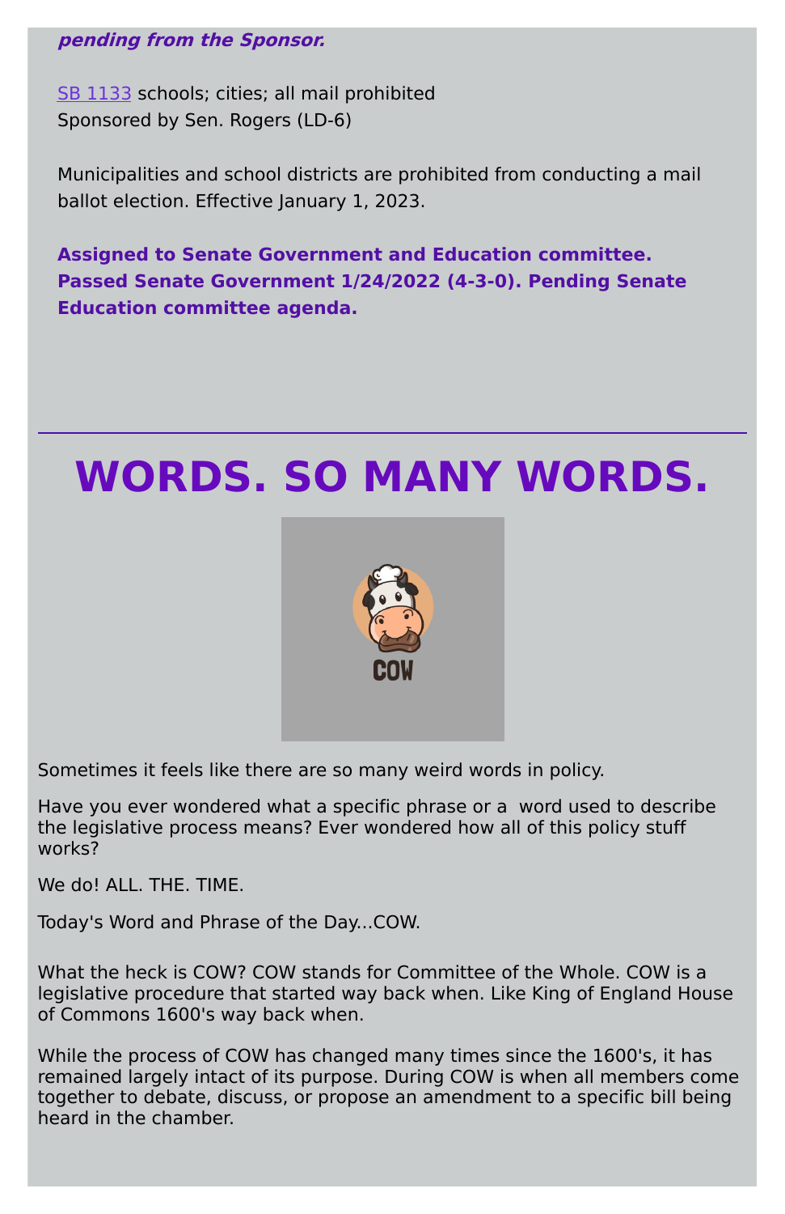***pending from the Sponsor.***

SB 1133 schools; cities; all mail prohibited
Sponsored by Sen. Rogers (LD-6)

Municipalities and school districts are prohibited from conducting a mail ballot election. Effective January 1, 2023.

**Assigned to Senate Government and Education committee. Passed Senate Government 1/24/2022 (4-3-0). Pending Senate Education committee agenda.**

---

# WORDS. SO MANY WORDS.

Sometimes it feels like there are so many weird words in policy.

Have you ever wondered what a specific phrase or a word used to describe the legislative process means? Ever wondered how all of this policy stuff works?

We do! ALL. THE. TIME.

Today's Word and Phrase of the Day...COW.

What the heck is COW? COW stands for Committee of the Whole. COW is a legislative procedure that started way back when. Like King of England House of Commons 1600's way back when.

While the process of COW has changed many times since the 1600's, it has remained largely intact of its purpose. During COW is when all members come together to debate, discuss, or propose an amendment to a specific bill being heard in the chamber.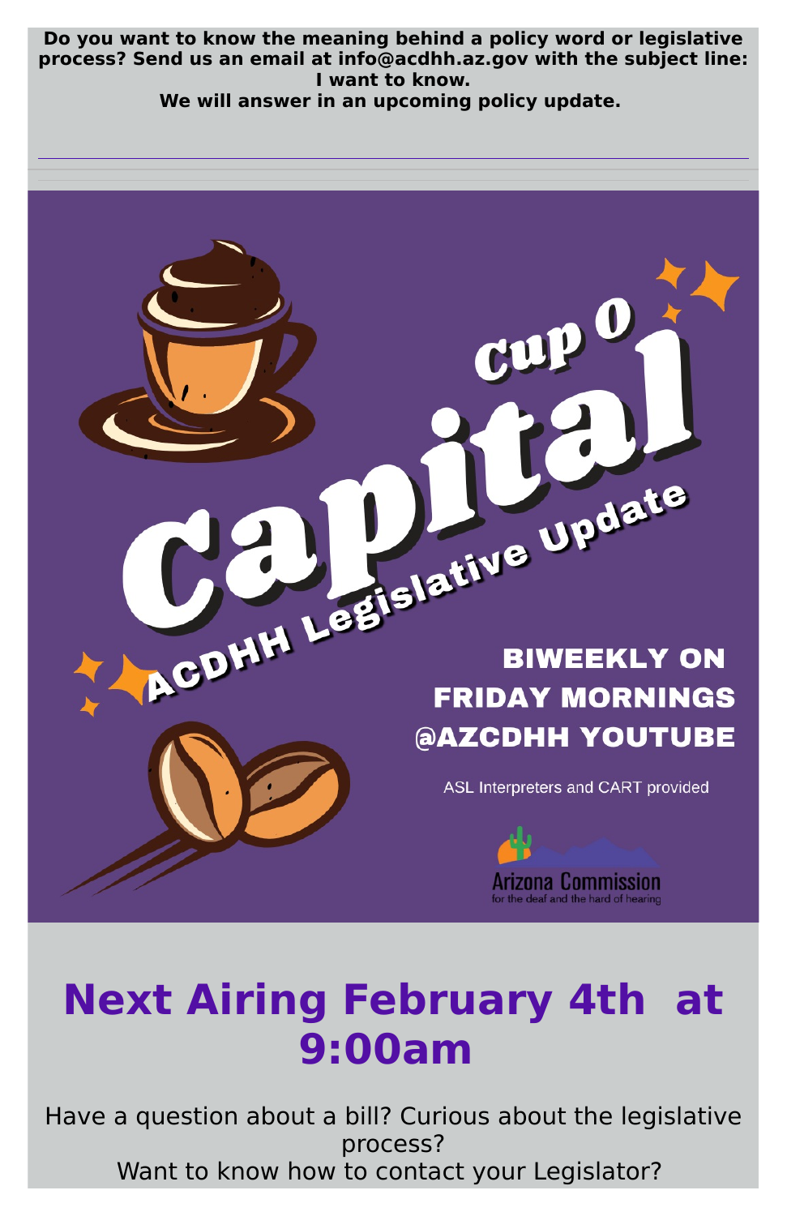**Do you want to know the meaning behind a policy word or legislative process? Send us an email at info@acdhh.az.gov with the subject line: I want to know.**
**We will answer in an upcoming policy update.**

---

# Cup O Capital

ACDHH Legislative Update

**BIWEEKLY ON FRIDAY MORNINGS @AZCDHH YOUTUBE**

ASL Interpreters and CART provided

Arizona Commission for the deaf and the hard of hearing

## Next Airing February 4th at 9:00am

Have a question about a bill? Curious about the legislative process?
Want to know how to contact your Legislator?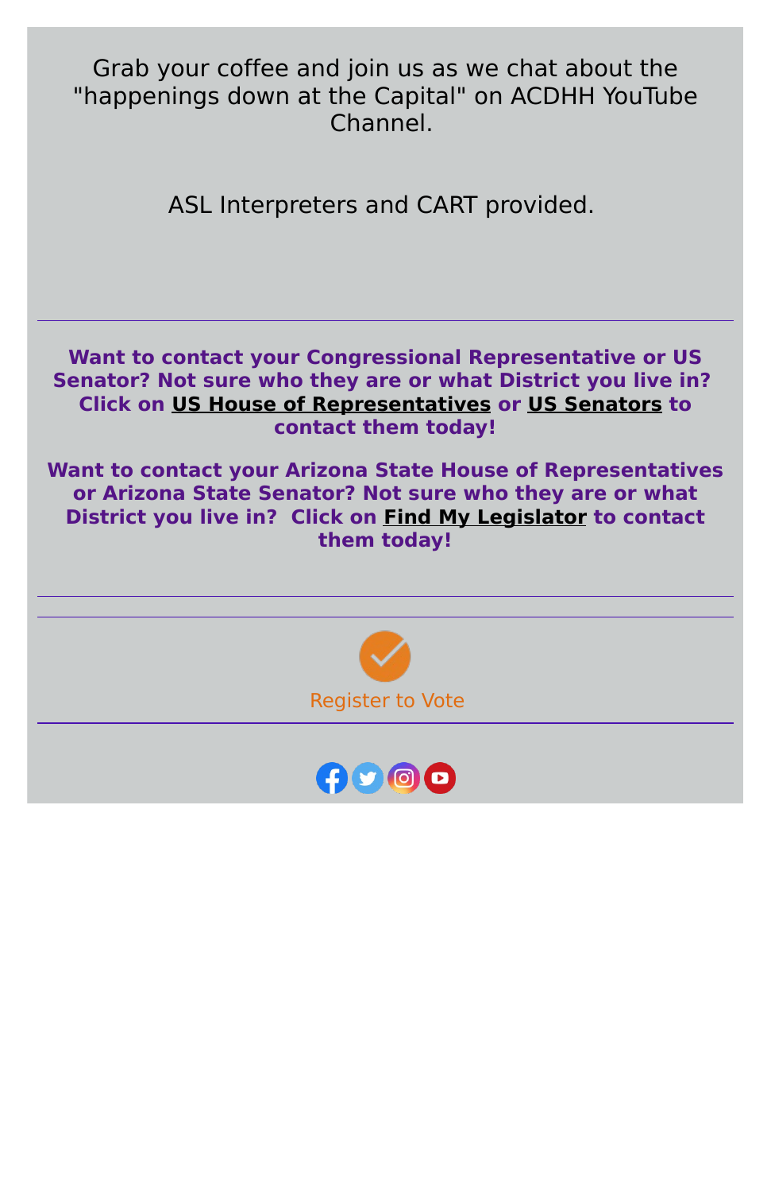Grab your coffee and join us as we chat about the "happenings down at the Capital" on ACDHH YouTube Channel.

ASL Interpreters and CART provided.

---

**Want to contact your Congressional Representative or US Senator? Not sure who they are or what District you live in? Click on US House of Representatives or US Senators to contact them today!**

**Want to contact your Arizona State House of Representatives or Arizona State Senator? Not sure who they are or what District you live in? Click on Find My Legislator to contact them today!**

---

Register to Vote

---